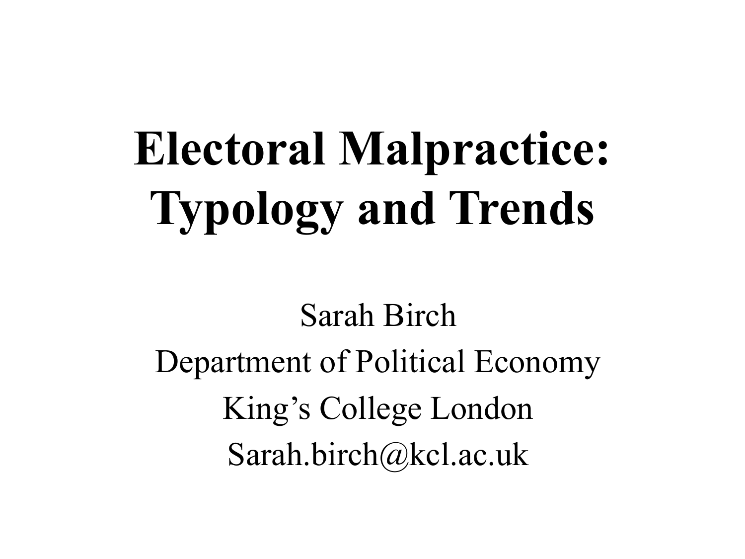# Electoral Malpractice: Typology and Trends

Sarah Birch

Department of Political Economy

King's College London

Sarah.birch@kcl.ac.uk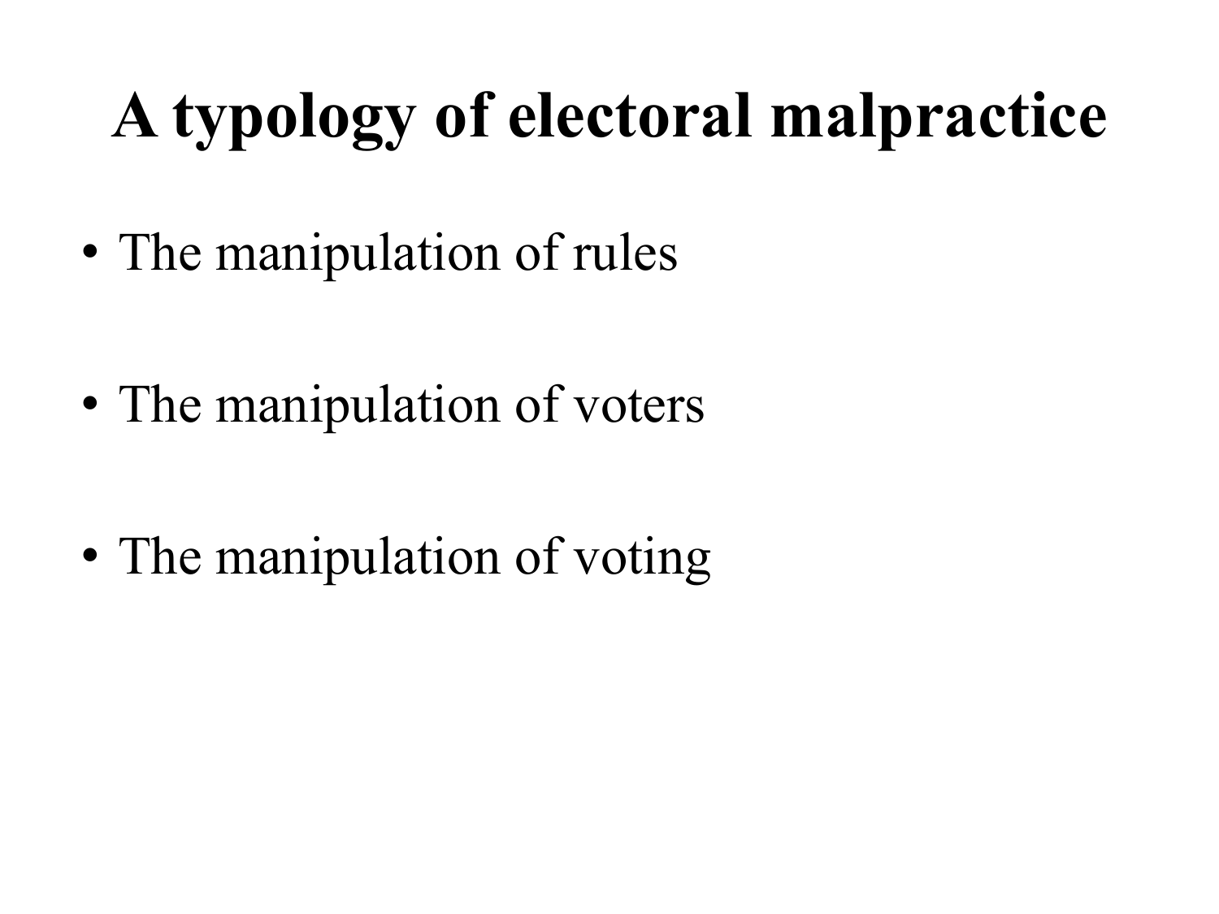# A typology of electoral malpractice

- The manipulation of rules
- The manipulation of voters
- The manipulation of voting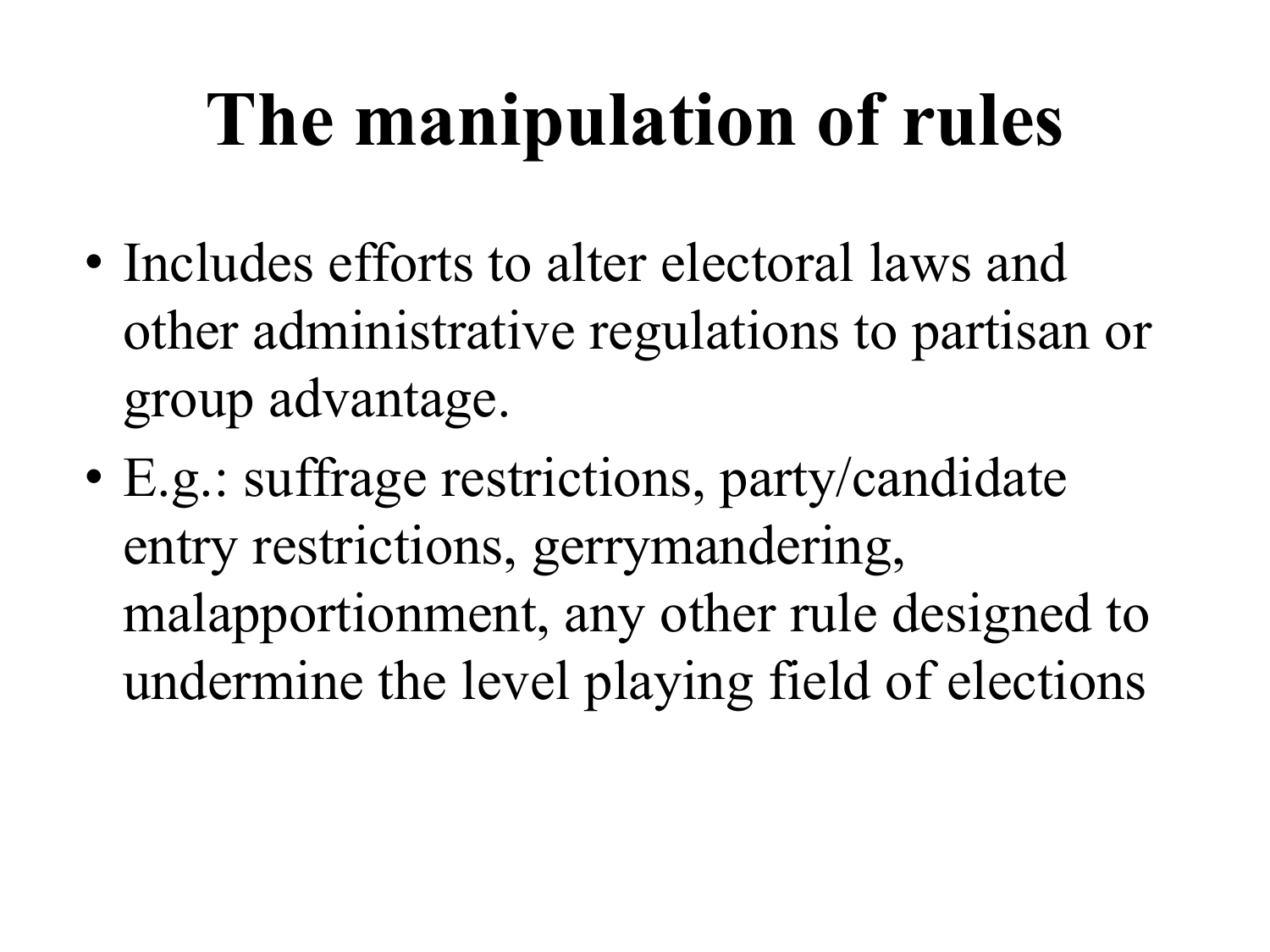# The manipulation of rules

- Includes efforts to alter electoral laws and other administrative regulations to partisan or group advantage.
- E.g.: suffrage restrictions, party/candidate entry restrictions, gerrymandering, malapportionment, any other rule designed to undermine the level playing field of elections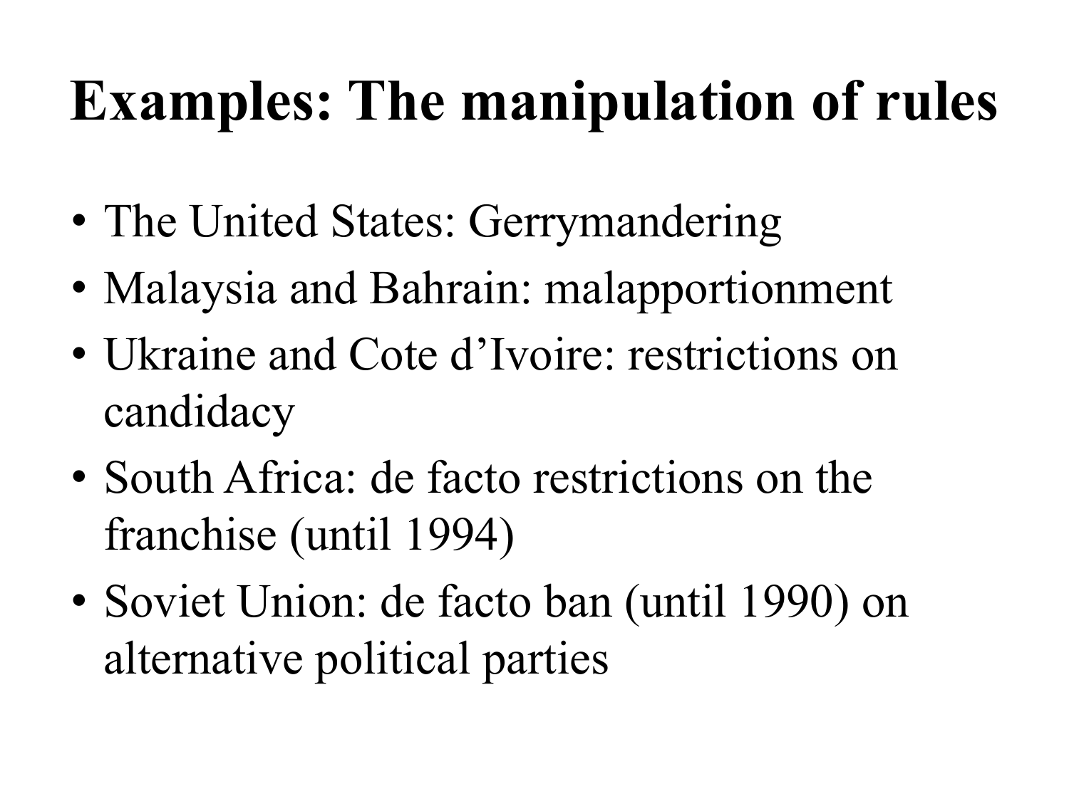# Examples: The manipulation of rules

- The United States: Gerrymandering
- Malaysia and Bahrain: malapportionment
- Ukraine and Cote d'Ivoire: restrictions on candidacy
- South Africa: de facto restrictions on the franchise (until 1994)
- Soviet Union: de facto ban (until 1990) on alternative political parties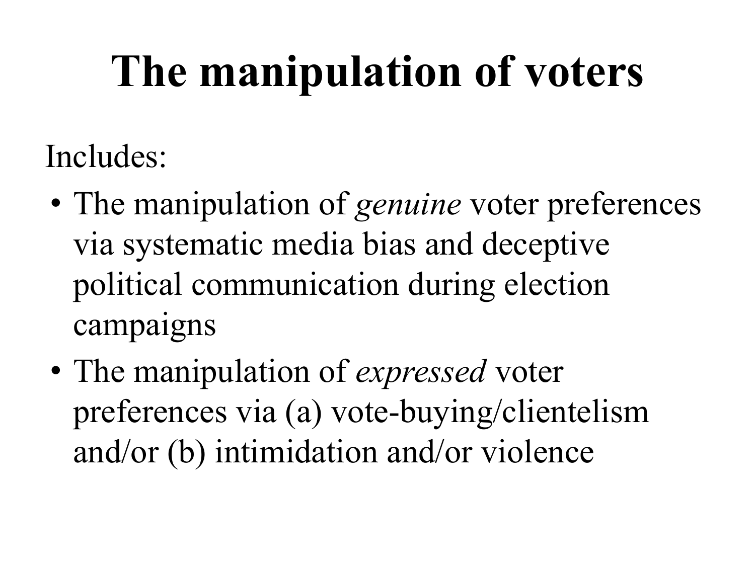# The manipulation of voters

Includes:

- The manipulation of *genuine* voter preferences via systematic media bias and deceptive political communication during election campaigns
- The manipulation of *expressed* voter preferences via (a) vote-buying/clientelism and/or (b) intimidation and/or violence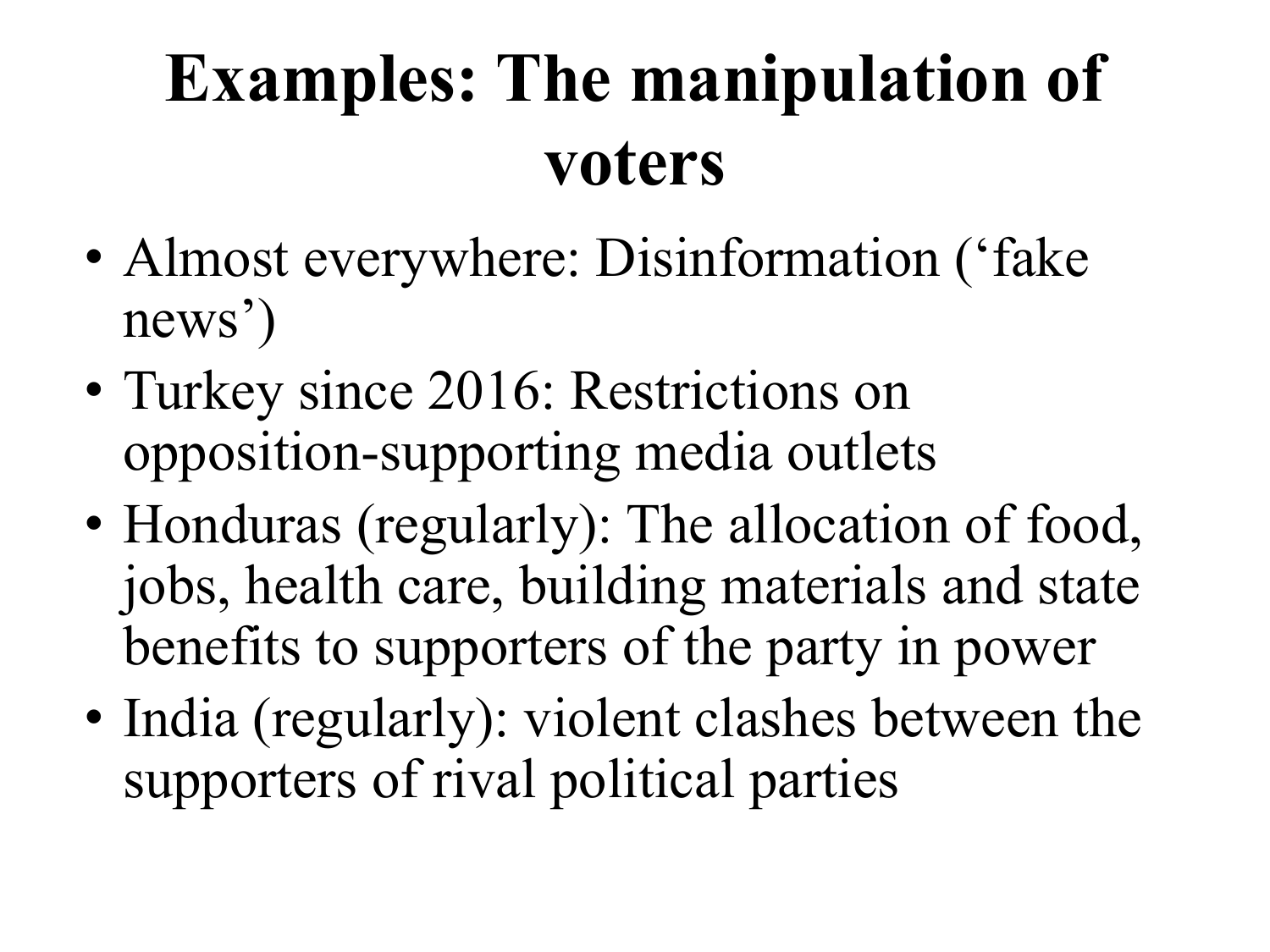# Examples: The manipulation of voters

- Almost everywhere: Disinformation (‘fake news’)
- Turkey since 2016: Restrictions on opposition-supporting media outlets
- Honduras (regularly): The allocation of food, jobs, health care, building materials and state benefits to supporters of the party in power
- India (regularly): violent clashes between the supporters of rival political parties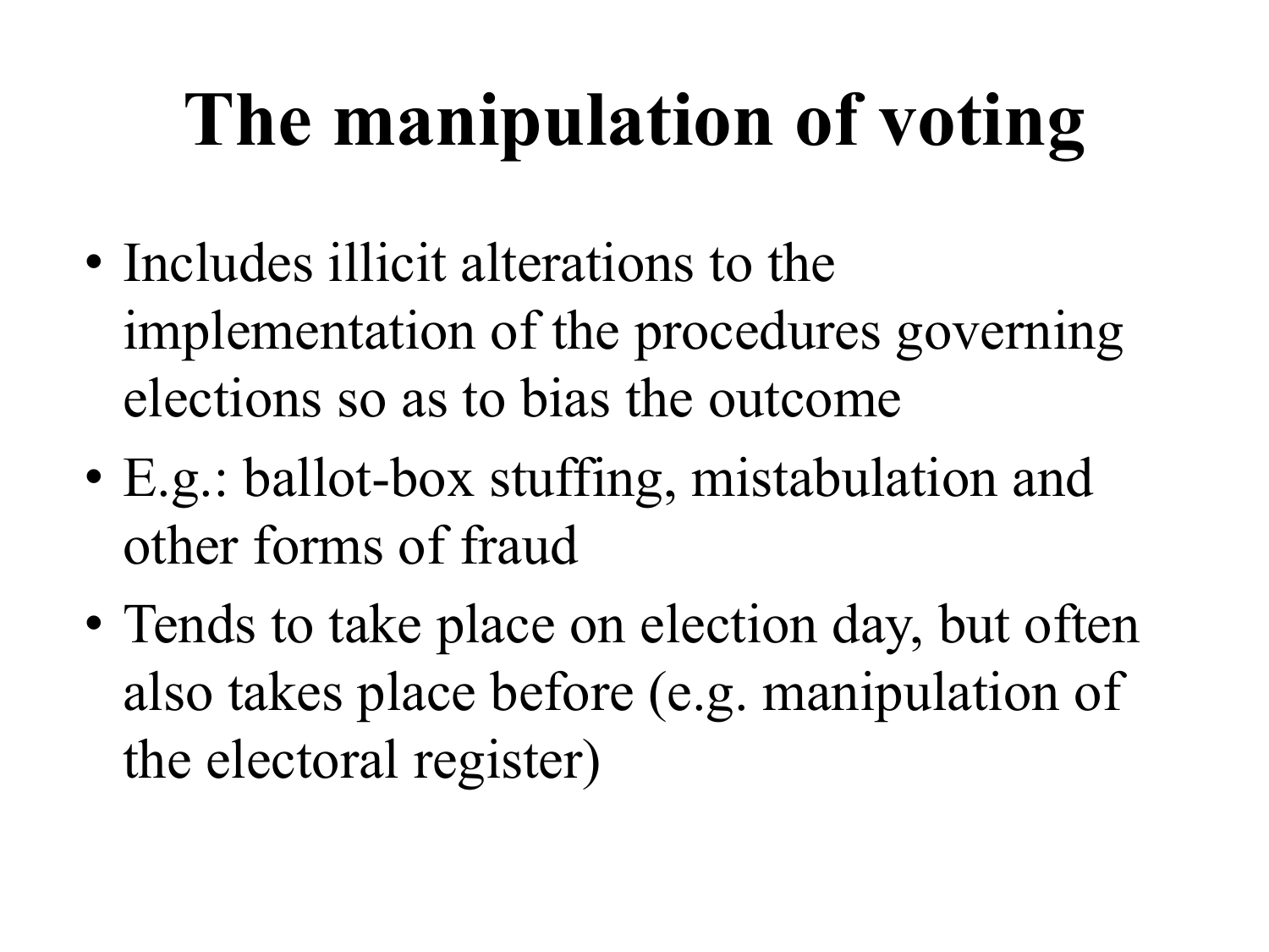# The manipulation of voting

- Includes illicit alterations to the implementation of the procedures governing elections so as to bias the outcome
- E.g.: ballot-box stuffing, mistabulation and other forms of fraud
- Tends to take place on election day, but often also takes place before (e.g. manipulation of the electoral register)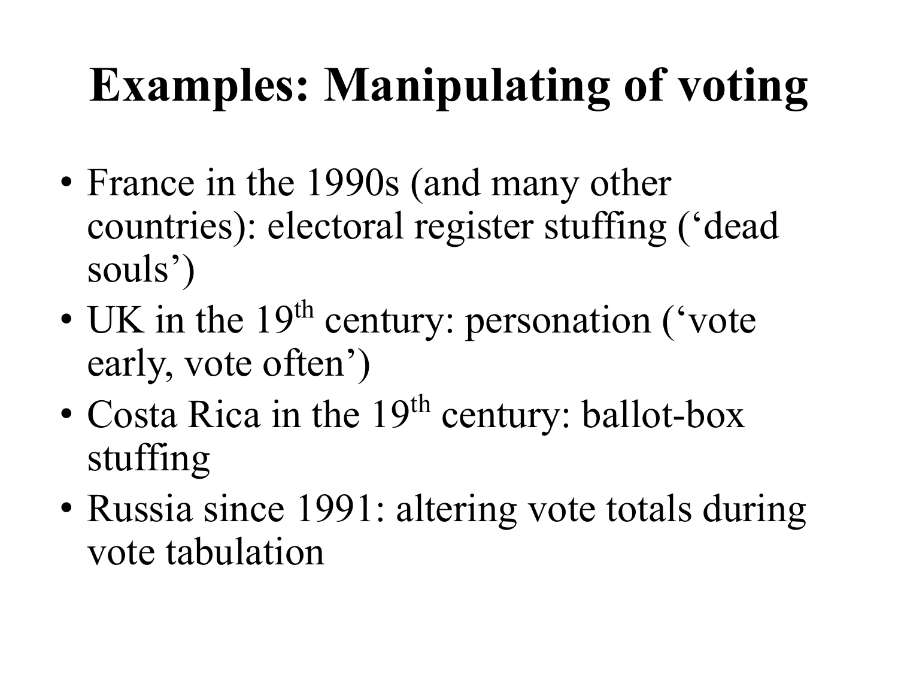# Examples: Manipulating of voting

- France in the 1990s (and many other countries): electoral register stuffing (‘dead souls’)
- UK in the 19th century: personation (‘vote early, vote often’)
- Costa Rica in the 19th century: ballot-box stuffing
- Russia since 1991: altering vote totals during vote tabulation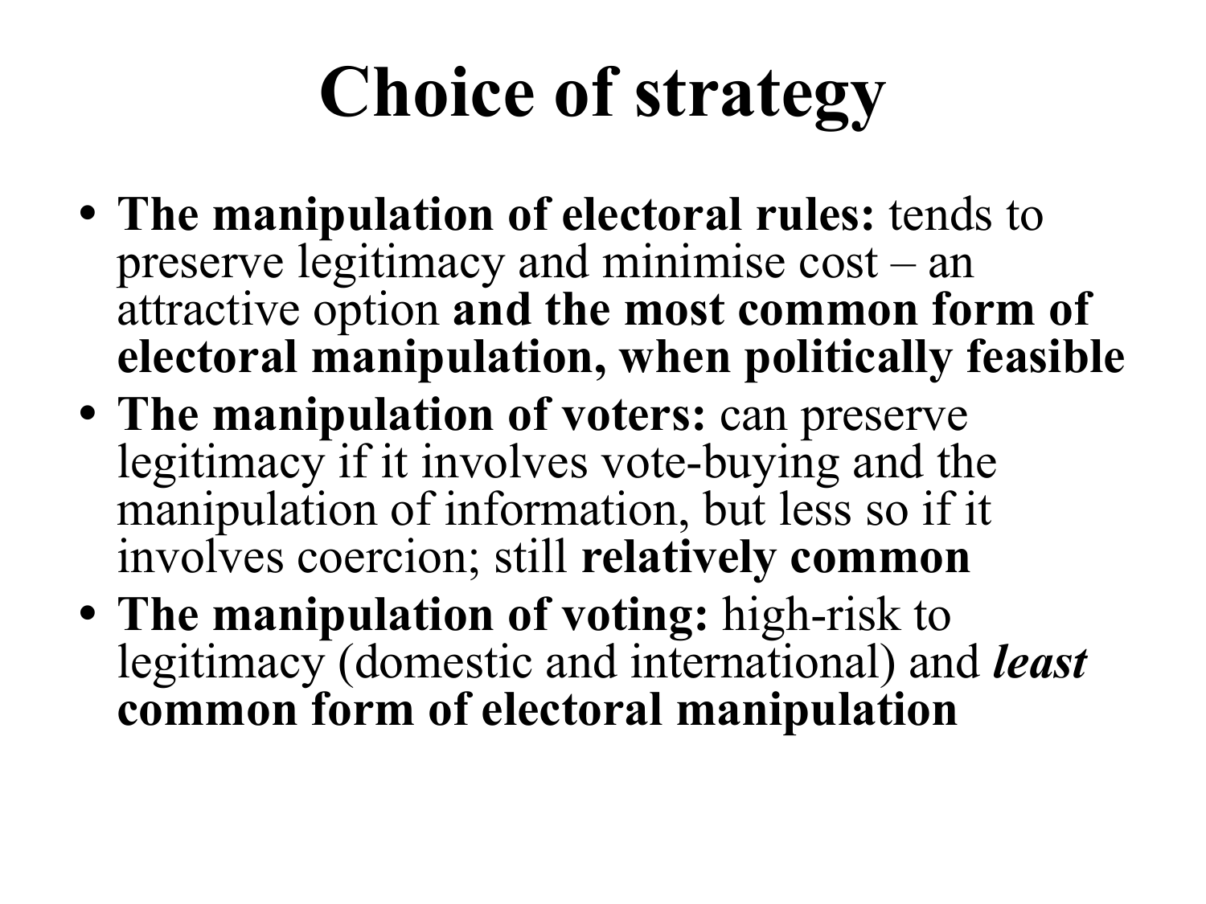# Choice of strategy

- **The manipulation of electoral rules:** tends to preserve legitimacy and minimise cost – an attractive option **and the most common form of electoral manipulation, when politically feasible**
- **The manipulation of voters:** can preserve legitimacy if it involves vote-buying and the manipulation of information, but less so if it involves coercion; still **relatively common**
- **The manipulation of voting:** high-risk to legitimacy (domestic and international) and ***least*** **common form of electoral manipulation**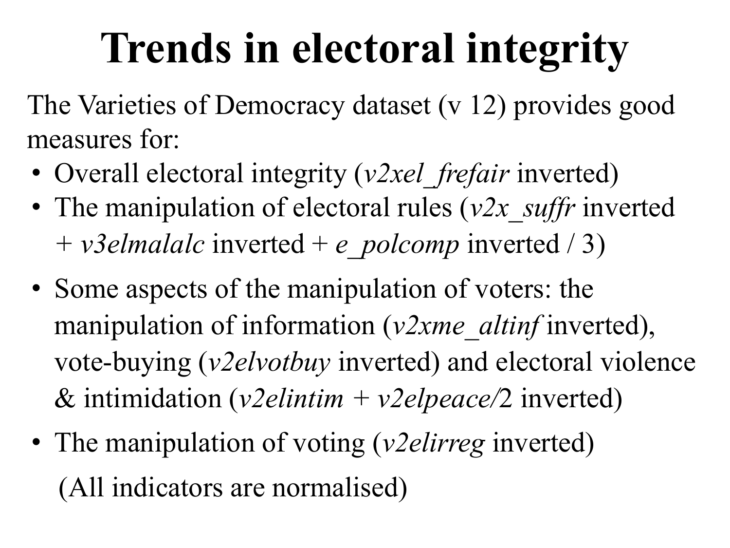# Trends in electoral integrity

The Varieties of Democracy dataset (v 12) provides good measures for:

- Overall electoral integrity (*v2xel_frefair* inverted)
- The manipulation of electoral rules (*v2x_suffr* inverted + *v3elmalalc* inverted + *e_polcomp* inverted / 3)
- Some aspects of the manipulation of voters: the manipulation of information (*v2xme_altinf* inverted), vote-buying (*v2elvotbuy* inverted) and electoral violence & intimidation (*v2elintim* + *v2elpeace*/2 inverted)
- The manipulation of voting (*v2elirreg* inverted)

(All indicators are normalised)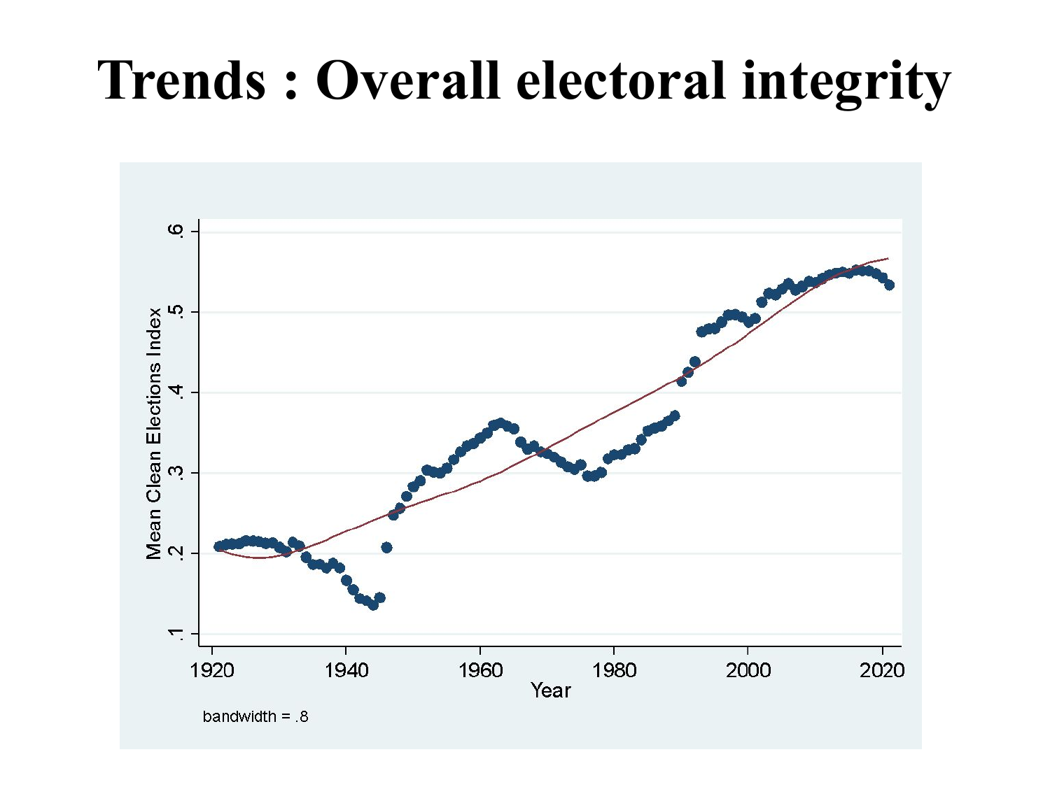# Trends : Overall electoral integrity

Mean Clean Elections Index

Year

bandwidth = .8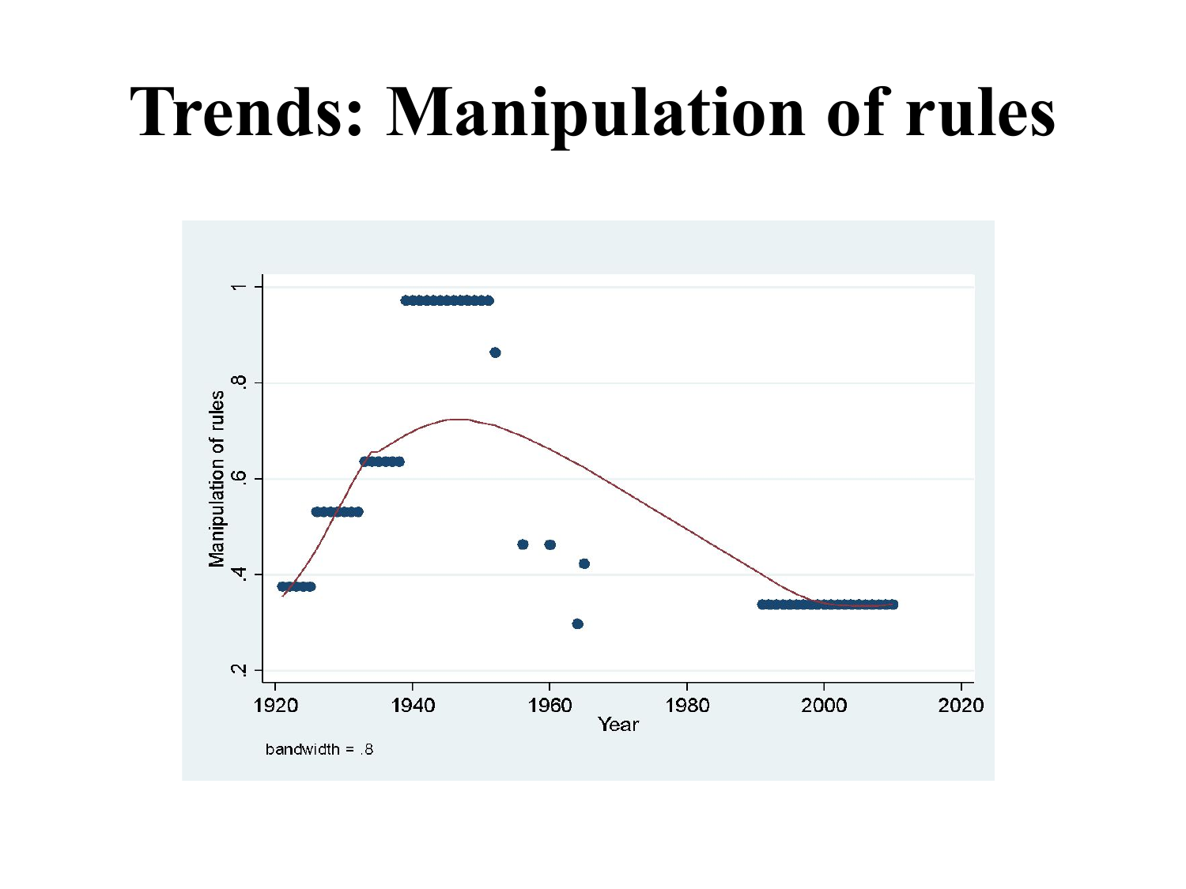# Trends: Manipulation of rules

Manipulation of rules

1

.8

.6

.4

.2

1920

1940

1960

1980

2000

2020

Year

bandwidth = .8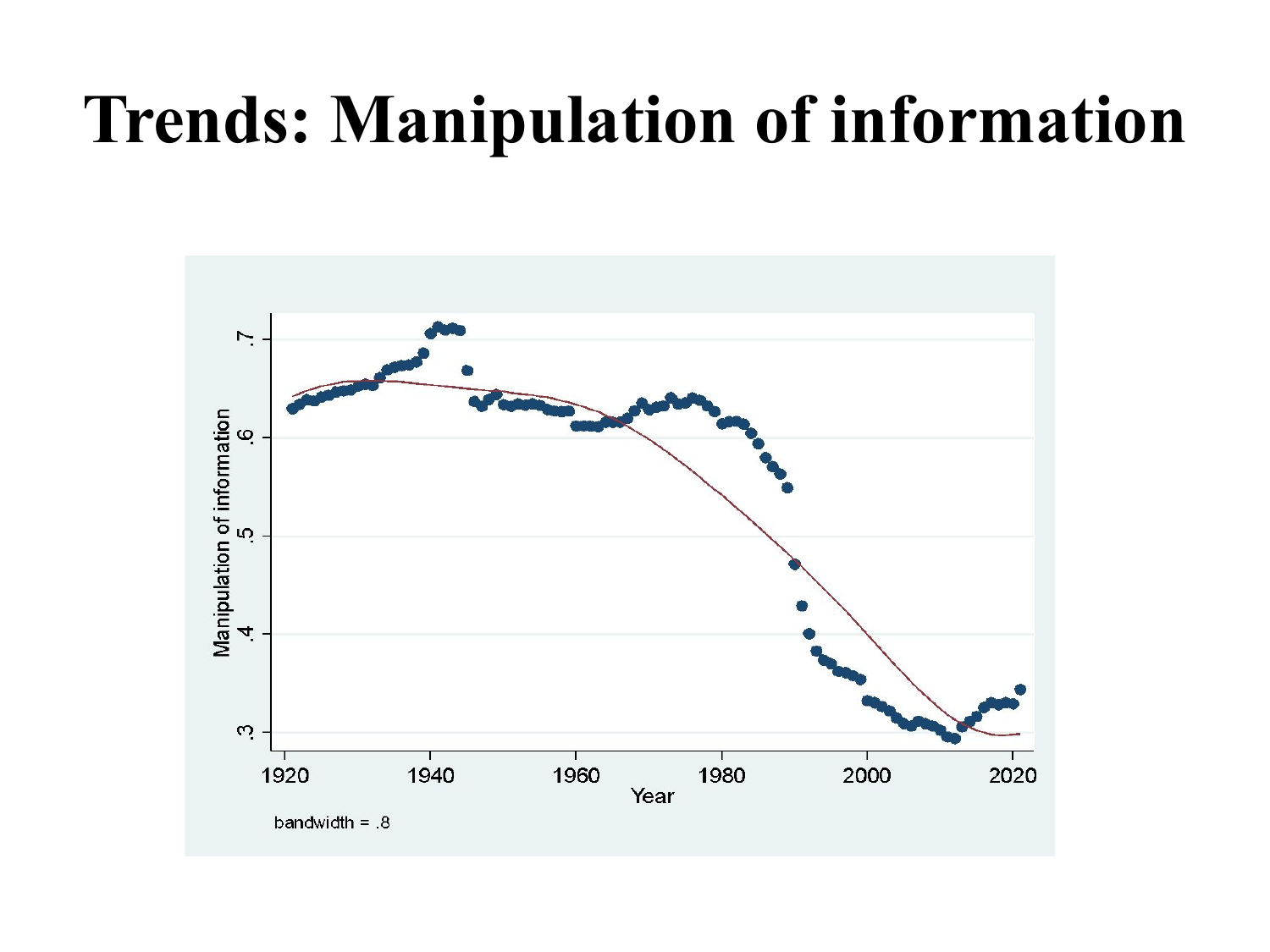# Trends: Manipulation of information

Manipulation of information

.7

.6

.5

.4

.3

1920

1940

1960

1980

2000

2020

Year

bandwidth = .8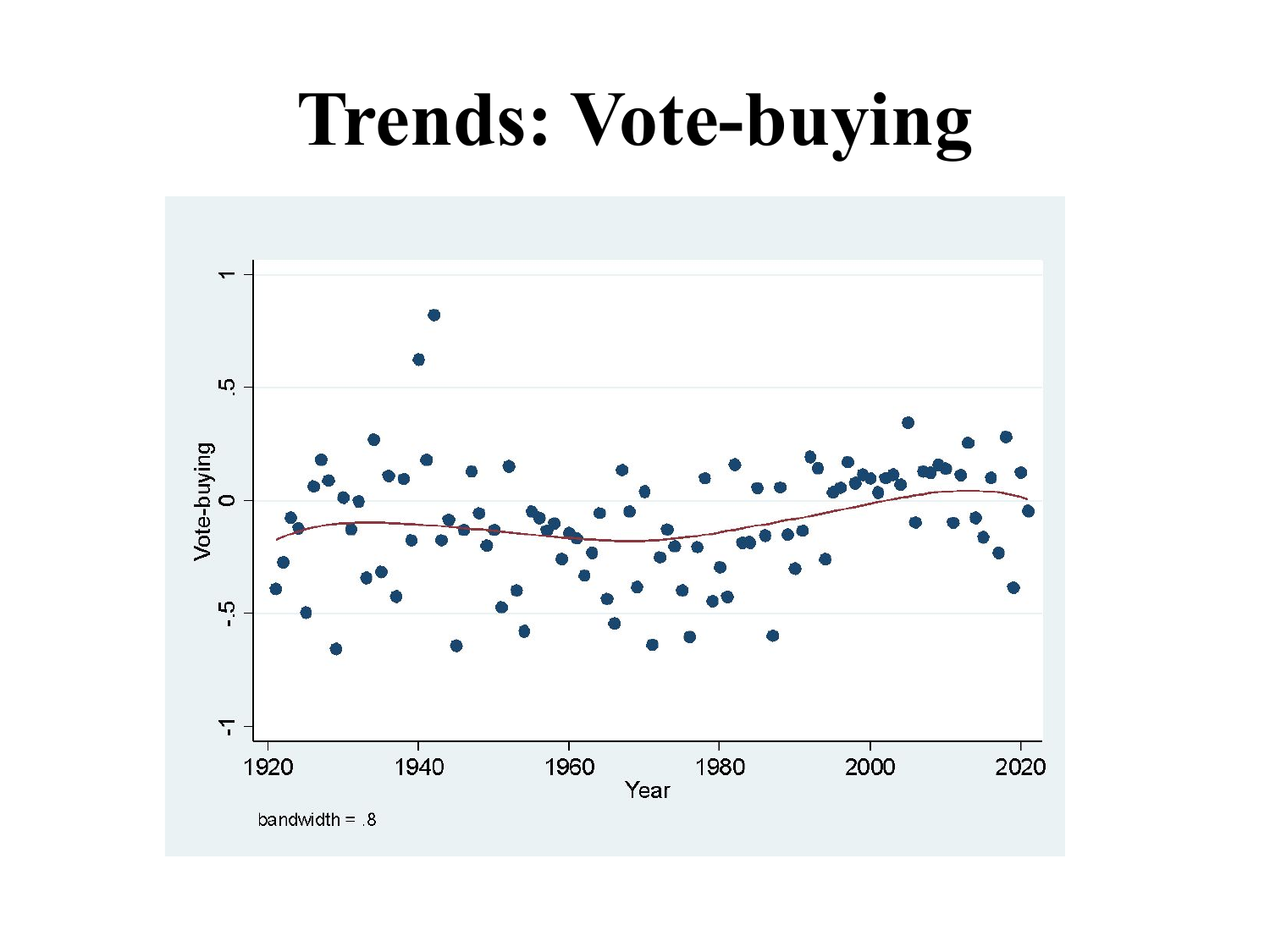# Trends: Vote-buying

Vote-buying

1

.5

0

-.5

-1

1920

1940

1960

1980

2000

2020

Year

bandwidth = .8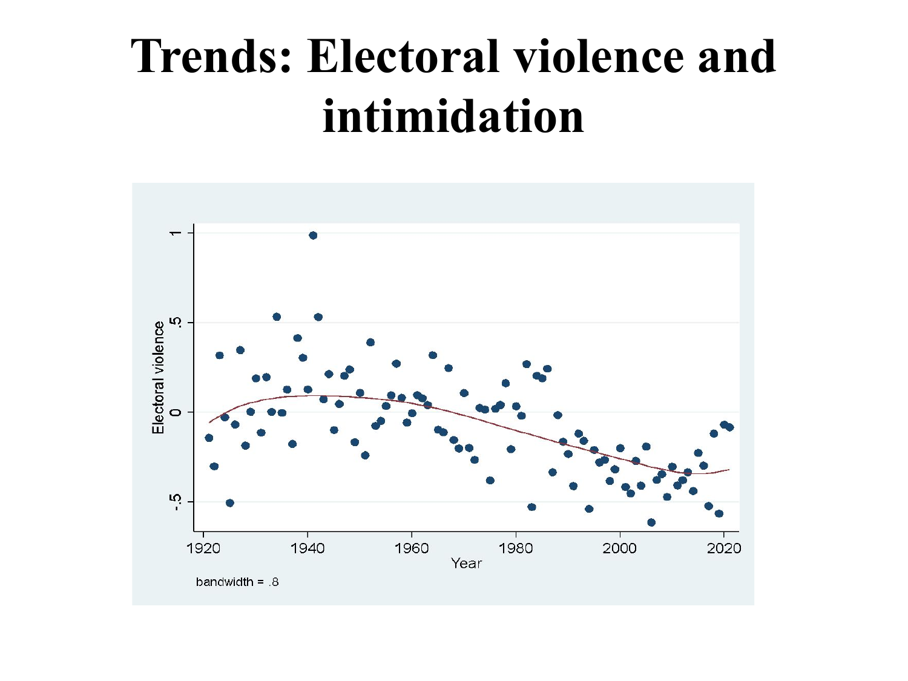# Trends: Electoral violence and intimidation

Electoral violence

1

.5

0

-.5

1920

1940

1960

1980

2000

2020

Year

bandwidth = .8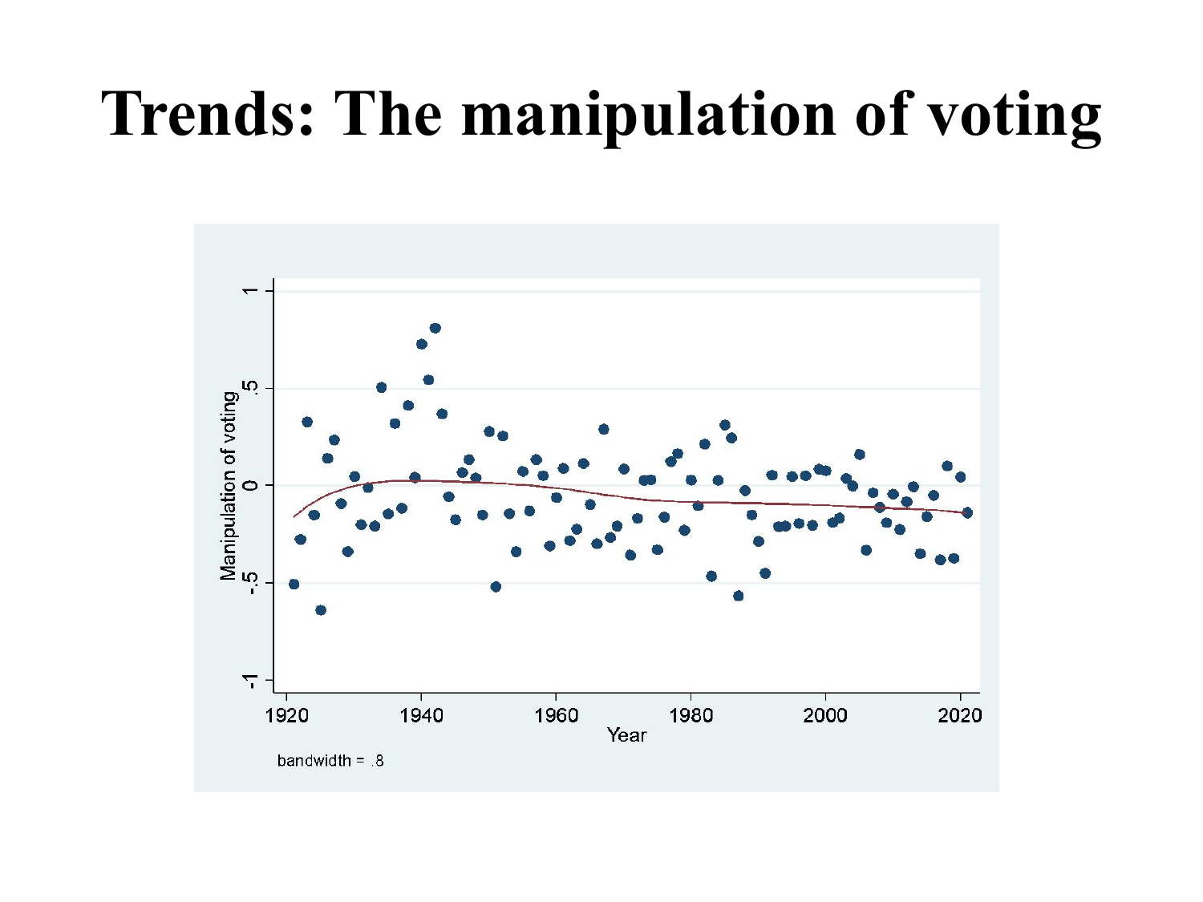# Trends: The manipulation of voting

Manipulation of voting

1

.5

0

-.5

-1

1920

1940

1960

1980

2000

2020

Year

bandwidth = .8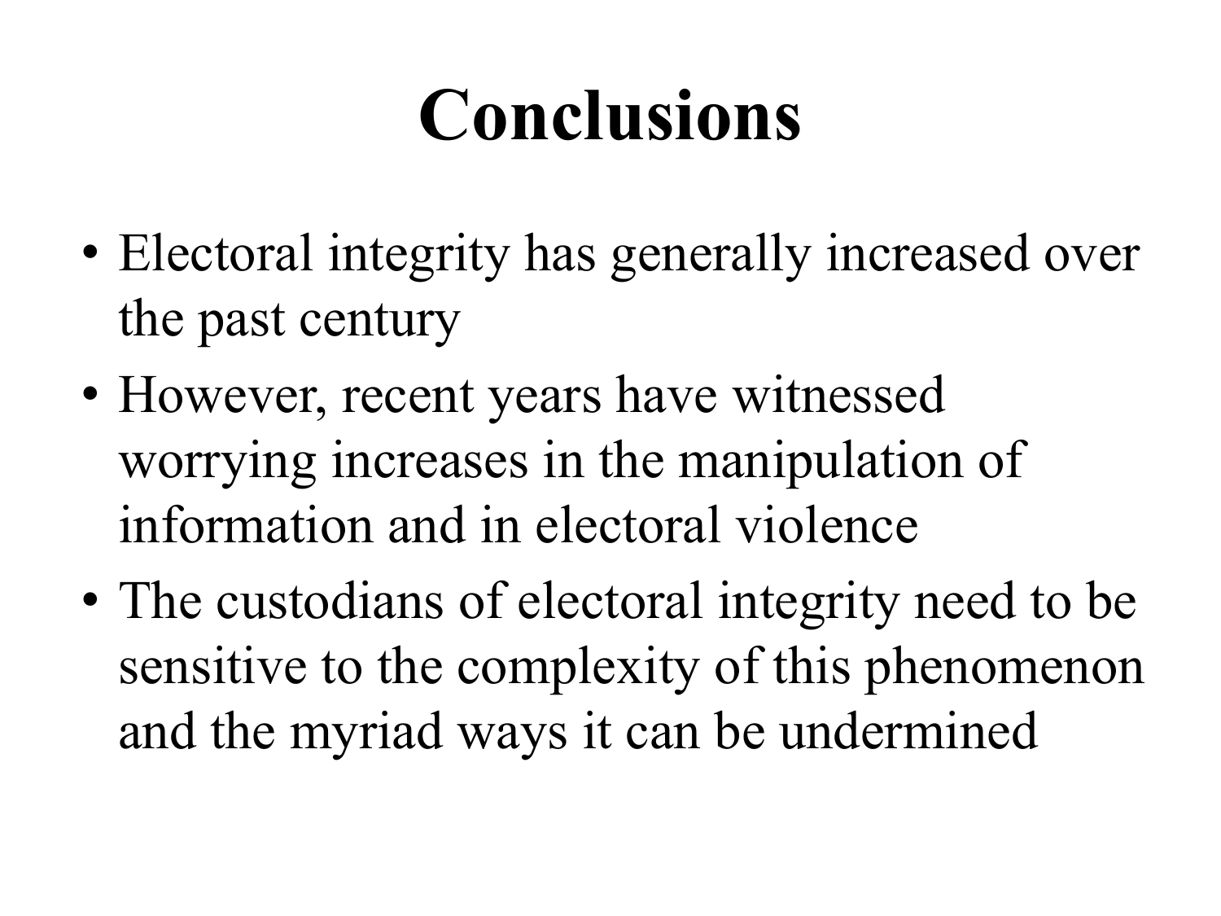# Conclusions

- Electoral integrity has generally increased over the past century
- However, recent years have witnessed worrying increases in the manipulation of information and in electoral violence
- The custodians of electoral integrity need to be sensitive to the complexity of this phenomenon and the myriad ways it can be undermined